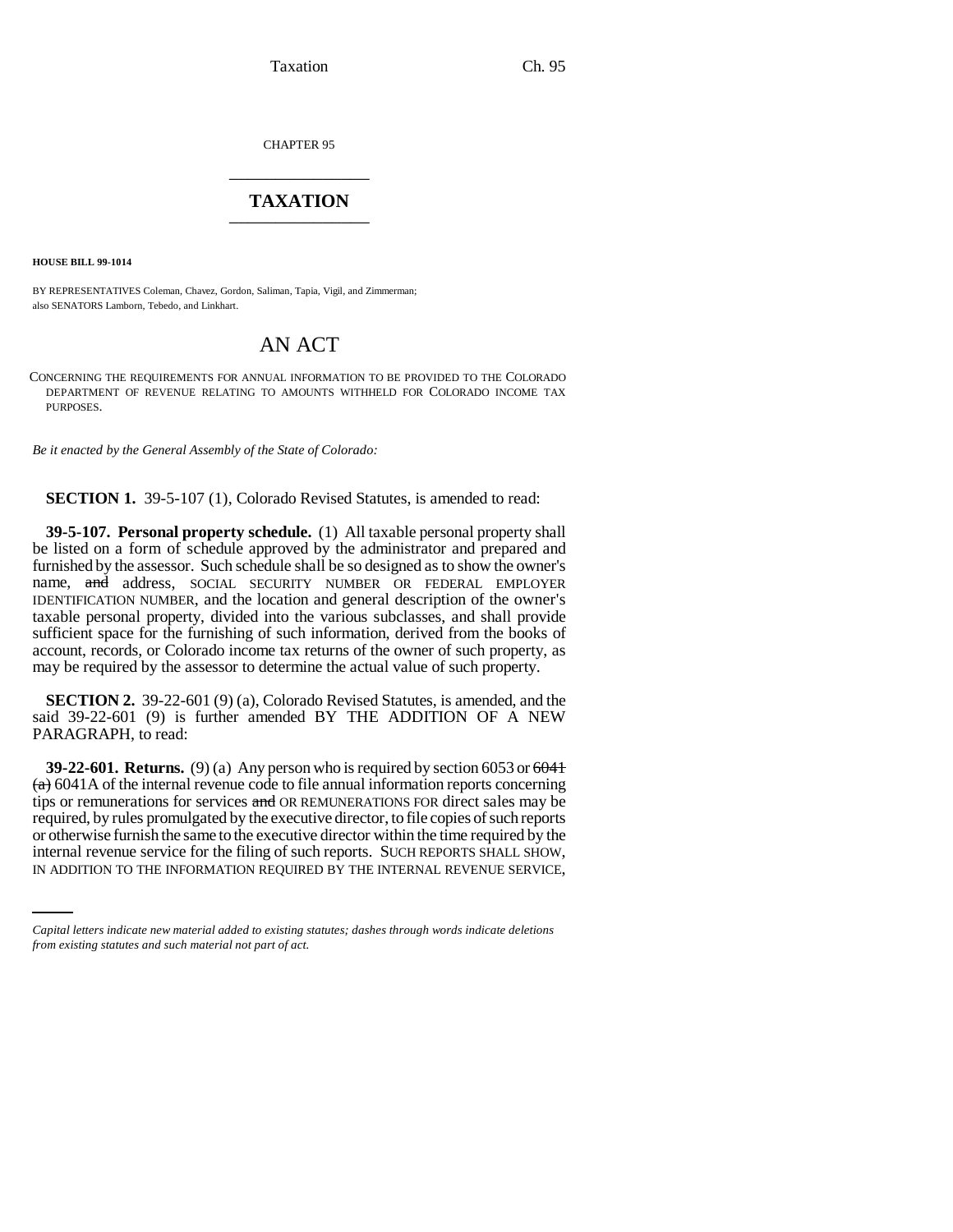CHAPTER 95

# TAXATION

**HOUSE BILL 99-1014**

BY REPRESENTATIVES Coleman, Chavez, Gordon, Saliman, Tapia, Vigil, and Zimmerman;
also SENATORS Lamborn, Tebedo, and Linkhart.

## AN ACT

CONCERNING THE REQUIREMENTS FOR ANNUAL INFORMATION TO BE PROVIDED TO THE COLORADO DEPARTMENT OF REVENUE RELATING TO AMOUNTS WITHHELD FOR COLORADO INCOME TAX PURPOSES.

*Be it enacted by the General Assembly of the State of Colorado:*

**SECTION 1.** 39-5-107 (1), Colorado Revised Statutes, is amended to read:

**39-5-107. Personal property schedule.** (1) All taxable personal property shall be listed on a form of schedule approved by the administrator and prepared and furnished by the assessor. Such schedule shall be so designed as to show the owner's name, ~~and~~ address, SOCIAL SECURITY NUMBER OR FEDERAL EMPLOYER IDENTIFICATION NUMBER, and the location and general description of the owner's taxable personal property, divided into the various subclasses, and shall provide sufficient space for the furnishing of such information, derived from the books of account, records, or Colorado income tax returns of the owner of such property, as may be required by the assessor to determine the actual value of such property.

**SECTION 2.** 39-22-601 (9) (a), Colorado Revised Statutes, is amended, and the said 39-22-601 (9) is further amended BY THE ADDITION OF A NEW PARAGRAPH, to read:

**39-22-601. Returns.** (9) (a) Any person who is required by section 6053 or ~~6041 (a)~~ 6041A of the internal revenue code to file annual information reports concerning tips or remunerations for services ~~and~~ OR REMUNERATIONS FOR direct sales may be required, by rules promulgated by the executive director, to file copies of such reports or otherwise furnish the same to the executive director within the time required by the internal revenue service for the filing of such reports. SUCH REPORTS SHALL SHOW, IN ADDITION TO THE INFORMATION REQUIRED BY THE INTERNAL REVENUE SERVICE,

*Capital letters indicate new material added to existing statutes; dashes through words indicate deletions from existing statutes and such material not part of act.*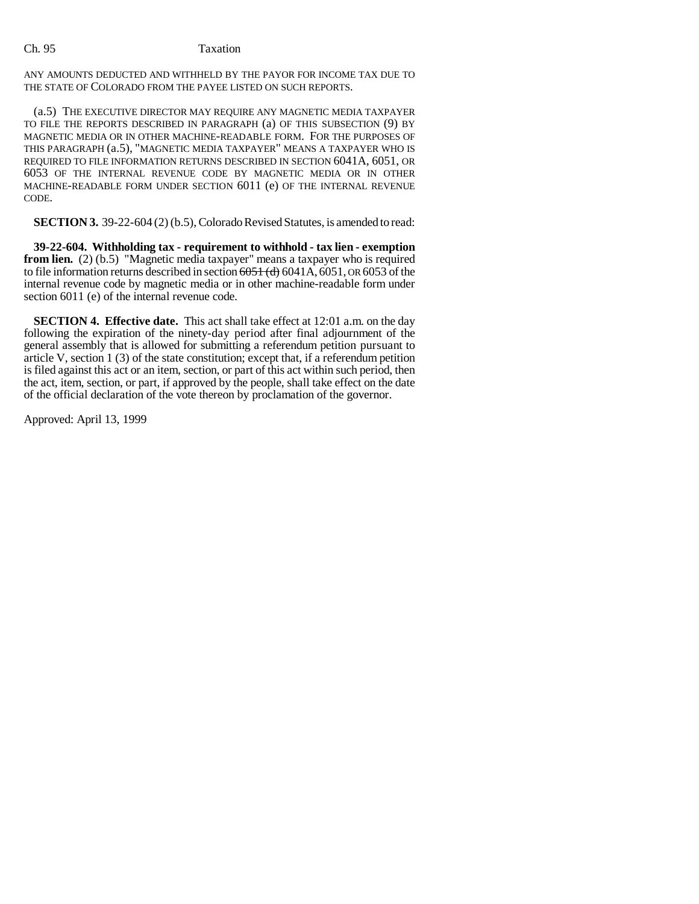ANY AMOUNTS DEDUCTED AND WITHHELD BY THE PAYOR FOR INCOME TAX DUE TO THE STATE OF COLORADO FROM THE PAYEE LISTED ON SUCH REPORTS.

(a.5) THE EXECUTIVE DIRECTOR MAY REQUIRE ANY MAGNETIC MEDIA TAXPAYER TO FILE THE REPORTS DESCRIBED IN PARAGRAPH (a) OF THIS SUBSECTION (9) BY MAGNETIC MEDIA OR IN OTHER MACHINE-READABLE FORM. FOR THE PURPOSES OF THIS PARAGRAPH (a.5), "MAGNETIC MEDIA TAXPAYER" MEANS A TAXPAYER WHO IS REQUIRED TO FILE INFORMATION RETURNS DESCRIBED IN SECTION 6041A, 6051, OR 6053 OF THE INTERNAL REVENUE CODE BY MAGNETIC MEDIA OR IN OTHER MACHINE-READABLE FORM UNDER SECTION 6011 (e) OF THE INTERNAL REVENUE CODE.

**SECTION 3.** 39-22-604 (2) (b.5), Colorado Revised Statutes, is amended to read:

**39-22-604. Withholding tax - requirement to withhold - tax lien - exemption from lien.** (2) (b.5) "Magnetic media taxpayer" means a taxpayer who is required to file information returns described in section ~~6051 (d)~~ 6041A, 6051, OR 6053 of the internal revenue code by magnetic media or in other machine-readable form under section 6011 (e) of the internal revenue code.

**SECTION 4. Effective date.** This act shall take effect at 12:01 a.m. on the day following the expiration of the ninety-day period after final adjournment of the general assembly that is allowed for submitting a referendum petition pursuant to article V, section 1 (3) of the state constitution; except that, if a referendum petition is filed against this act or an item, section, or part of this act within such period, then the act, item, section, or part, if approved by the people, shall take effect on the date of the official declaration of the vote thereon by proclamation of the governor.

Approved: April 13, 1999